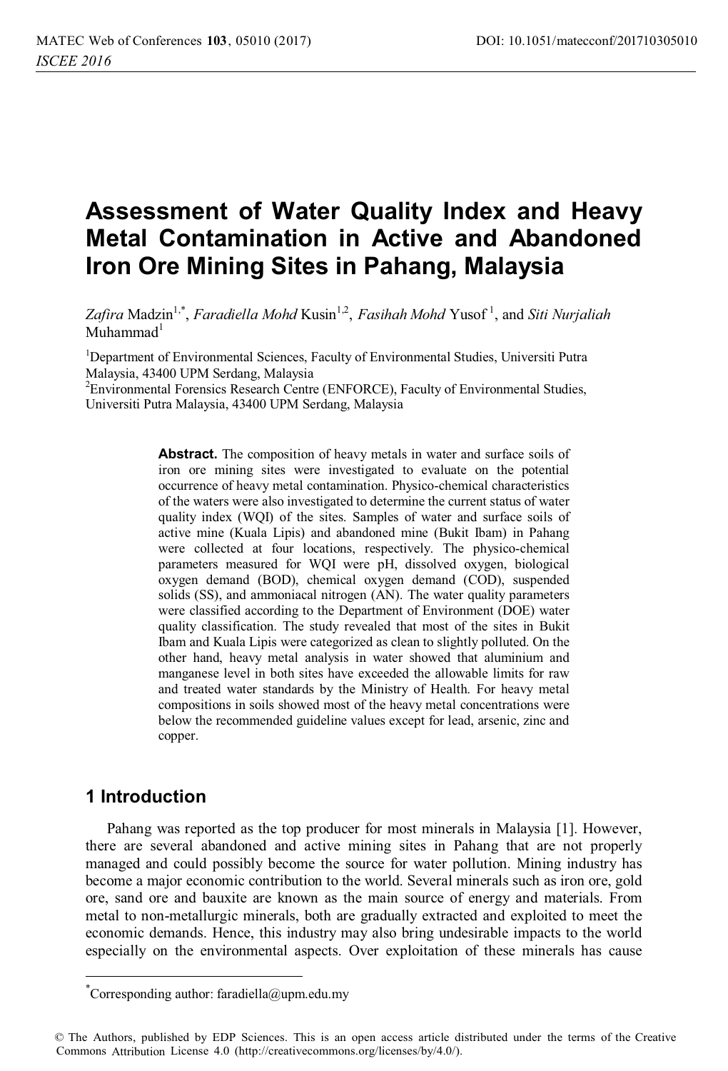# Assessment of Water Quality Index and Heavy Metal Contamination in Active and Abandoned Iron Ore Mining Sites in Pahang, Malaysia

*Zafira* Madzin[1,*], *Faradiella Mohd* Kusin[1,2], *Fasihah Mohd* Yusof [1], and *Siti Nurjaliah* Muhammad[1]

[1]Department of Environmental Sciences, Faculty of Environmental Studies, Universiti Putra Malaysia, 43400 UPM Serdang, Malaysia
[2]Environmental Forensics Research Centre (ENFORCE), Faculty of Environmental Studies, Universiti Putra Malaysia, 43400 UPM Serdang, Malaysia

**Abstract.** The composition of heavy metals in water and surface soils of iron ore mining sites were investigated to evaluate on the potential occurrence of heavy metal contamination. Physico-chemical characteristics of the waters were also investigated to determine the current status of water quality index (WQI) of the sites. Samples of water and surface soils of active mine (Kuala Lipis) and abandoned mine (Bukit Ibam) in Pahang were collected at four locations, respectively. The physico-chemical parameters measured for WQI were pH, dissolved oxygen, biological oxygen demand (BOD), chemical oxygen demand (COD), suspended solids (SS), and ammoniacal nitrogen (AN). The water quality parameters were classified according to the Department of Environment (DOE) water quality classification. The study revealed that most of the sites in Bukit Ibam and Kuala Lipis were categorized as clean to slightly polluted. On the other hand, heavy metal analysis in water showed that aluminium and manganese level in both sites have exceeded the allowable limits for raw and treated water standards by the Ministry of Health. For heavy metal compositions in soils showed most of the heavy metal concentrations were below the recommended guideline values except for lead, arsenic, zinc and copper.

## 1 Introduction

Pahang was reported as the top producer for most minerals in Malaysia [1]. However, there are several abandoned and active mining sites in Pahang that are not properly managed and could possibly become the source for water pollution. Mining industry has become a major economic contribution to the world. Several minerals such as iron ore, gold ore, sand ore and bauxite are known as the main source of energy and materials. From metal to non-metallurgic minerals, both are gradually extracted and exploited to meet the economic demands. Hence, this industry may also bring undesirable impacts to the world especially on the environmental aspects. Over exploitation of these minerals has cause

*Corresponding author: faradiella@upm.edu.my

© The Authors, published by EDP Sciences. This is an open access article distributed under the terms of the Creative Commons Attribution License 4.0 (http://creativecommons.org/licenses/by/4.0/).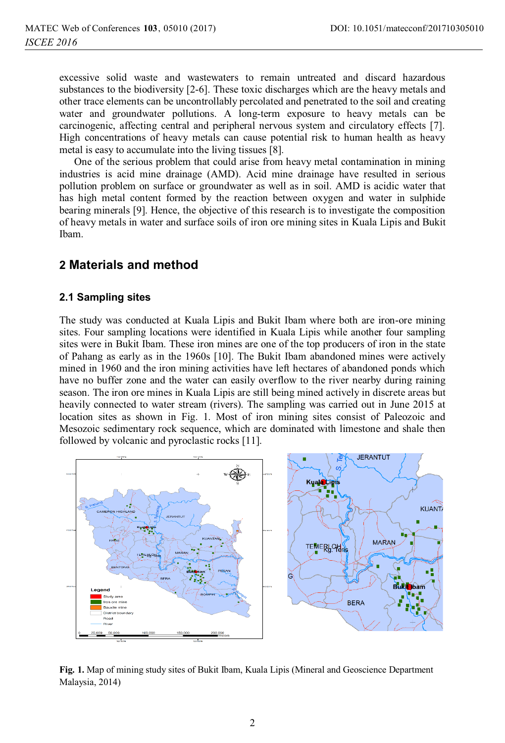excessive solid waste and wastewaters to remain untreated and discard hazardous substances to the biodiversity [2-6]. These toxic discharges which are the heavy metals and other trace elements can be uncontrollably percolated and penetrated to the soil and creating water and groundwater pollutions. A long-term exposure to heavy metals can be carcinogenic, affecting central and peripheral nervous system and circulatory effects [7]. High concentrations of heavy metals can cause potential risk to human health as heavy metal is easy to accumulate into the living tissues [8].

One of the serious problem that could arise from heavy metal contamination in mining industries is acid mine drainage (AMD). Acid mine drainage have resulted in serious pollution problem on surface or groundwater as well as in soil. AMD is acidic water that has high metal content formed by the reaction between oxygen and water in sulphide bearing minerals [9]. Hence, the objective of this research is to investigate the composition of heavy metals in water and surface soils of iron ore mining sites in Kuala Lipis and Bukit Ibam.

## 2 Materials and method

### 2.1 Sampling sites

The study was conducted at Kuala Lipis and Bukit Ibam where both are iron-ore mining sites. Four sampling locations were identified in Kuala Lipis while another four sampling sites were in Bukit Ibam. These iron mines are one of the top producers of iron in the state of Pahang as early as in the 1960s [10]. The Bukit Ibam abandoned mines were actively mined in 1960 and the iron mining activities have left hectares of abandoned ponds which have no buffer zone and the water can easily overflow to the river nearby during raining season. The iron ore mines in Kuala Lipis are still being mined actively in discrete areas but heavily connected to water stream (rivers). The sampling was carried out in June 2015 at location sites as shown in Fig. 1. Most of iron mining sites consist of Paleozoic and Mesozoic sedimentary rock sequence, which are dominated with limestone and shale then followed by volcanic and pyroclastic rocks [11].

**Fig. 1.** Map of mining study sites of Bukit Ibam, Kuala Lipis (Mineral and Geoscience Department Malaysia, 2014)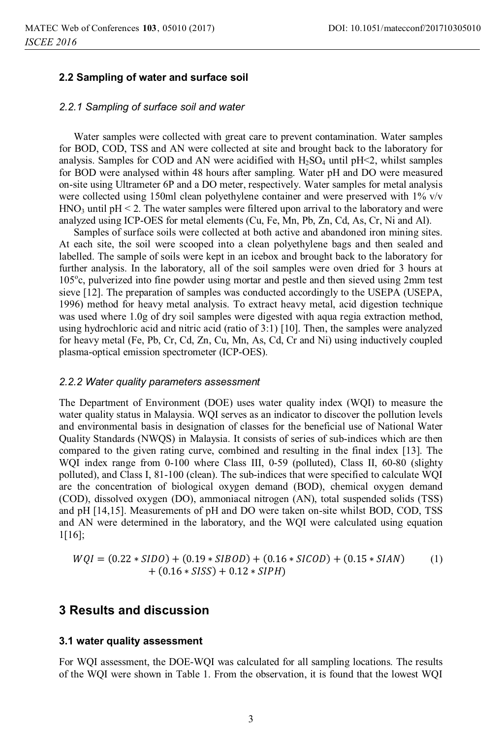### 2.2 Sampling of water and surface soil

#### *2.2.1 Sampling of surface soil and water*

Water samples were collected with great care to prevent contamination. Water samples for BOD, COD, TSS and AN were collected at site and brought back to the laboratory for analysis. Samples for COD and AN were acidified with $H_2SO_4$ until pH<2, whilst samples for BOD were analysed within 48 hours after sampling. Water pH and DO were measured on-site using Ultrameter 6P and a DO meter, respectively. Water samples for metal analysis were collected using 150ml clean polyethylene container and were preserved with 1% v/v $HNO_3$ until pH < 2. The water samples were filtered upon arrival to the laboratory and were analyzed using ICP-OES for metal elements (Cu, Fe, Mn, Pb, Zn, Cd, As, Cr, Ni and Al).

Samples of surface soils were collected at both active and abandoned iron mining sites. At each site, the soil were scooped into a clean polyethylene bags and then sealed and labelled. The sample of soils were kept in an icebox and brought back to the laboratory for further analysis. In the laboratory, all of the soil samples were oven dried for 3 hours at 105$^{o}$c, pulverized into fine powder using mortar and pestle and then sieved using 2mm test sieve [12]. The preparation of samples was conducted accordingly to the USEPA (USEPA, 1996) method for heavy metal analysis. To extract heavy metal, acid digestion technique was used where 1.0g of dry soil samples were digested with aqua regia extraction method, using hydrochloric acid and nitric acid (ratio of 3:1) [10]. Then, the samples were analyzed for heavy metal (Fe, Pb, Cr, Cd, Zn, Cu, Mn, As, Cd, Cr and Ni) using inductively coupled plasma-optical emission spectrometer (ICP-OES).

#### *2.2.2 Water quality parameters assessment*

The Department of Environment (DOE) uses water quality index (WQI) to measure the water quality status in Malaysia. WQI serves as an indicator to discover the pollution levels and environmental basis in designation of classes for the beneficial use of National Water Quality Standards (NWQS) in Malaysia. It consists of series of sub-indices which are then compared to the given rating curve, combined and resulting in the final index [13]. The WQI index range from 0-100 where Class III, 0-59 (polluted), Class II, 60-80 (slighty polluted), and Class I, 81-100 (clean). The sub-indices that were specified to calculate WQI are the concentration of biological oxygen demand (BOD), chemical oxygen demand (COD), dissolved oxygen (DO), ammoniacal nitrogen (AN), total suspended solids (TSS) and pH [14,15]. Measurements of pH and DO were taken on-site whilst BOD, COD, TSS and AN were determined in the laboratory, and the WQI were calculated using equation 1[16];

$$WQI = (0.22 * SIDO) + (0.19 * SIBOD) + (0.16 * SICOD) + (0.15 * SIAN) + (0.16 * SISS) + 0.12 * SIPH) \quad (1)$$

## 3 Results and discussion

### 3.1 water quality assessment

For WQI assessment, the DOE-WQI was calculated for all sampling locations. The results of the WQI were shown in Table 1. From the observation, it is found that the lowest WQI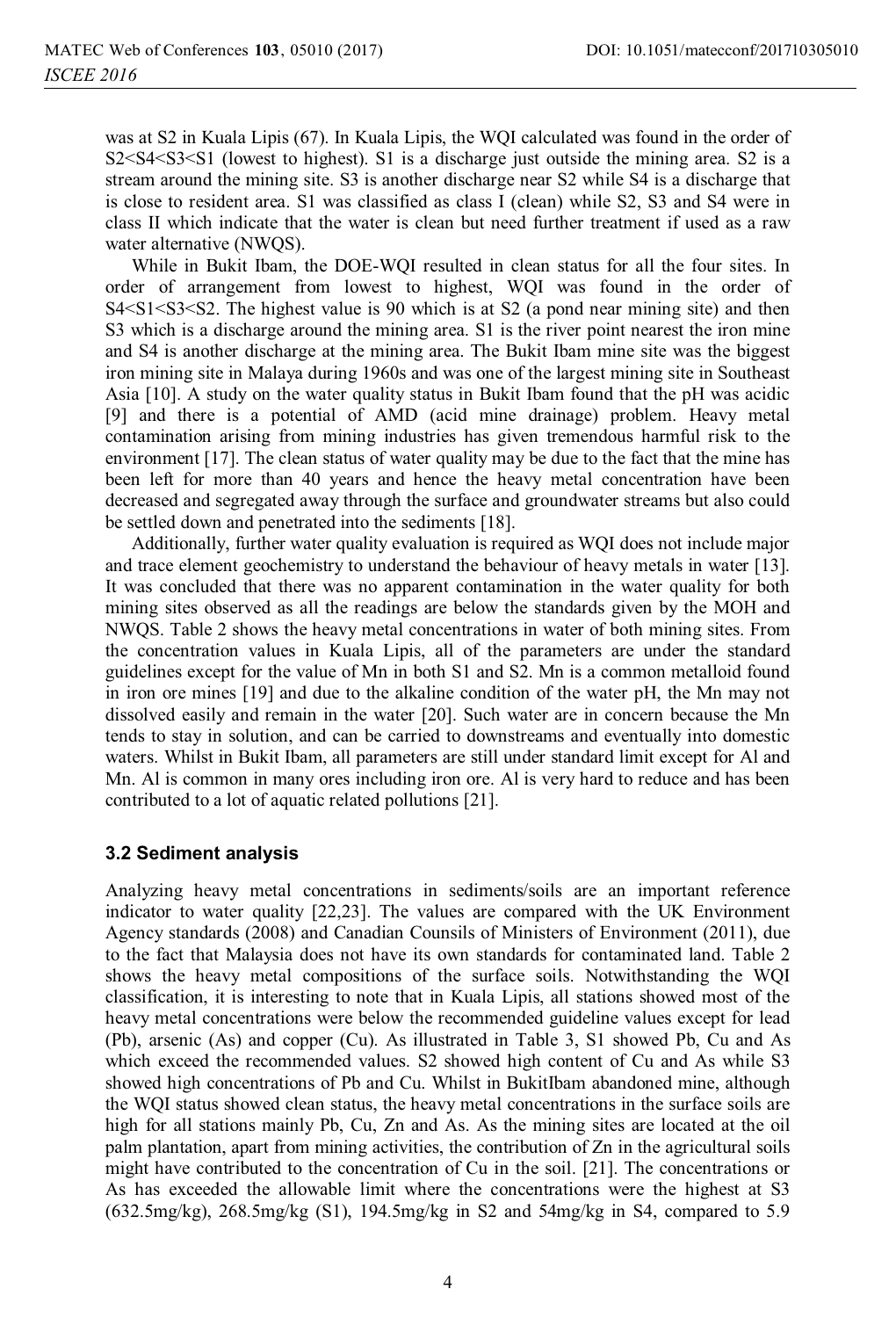was at S2 in Kuala Lipis (67). In Kuala Lipis, the WQI calculated was found in the order of S2<S4<S3<S1 (lowest to highest). S1 is a discharge just outside the mining area. S2 is a stream around the mining site. S3 is another discharge near S2 while S4 is a discharge that is close to resident area. S1 was classified as class I (clean) while S2, S3 and S4 were in class II which indicate that the water is clean but need further treatment if used as a raw water alternative (NWQS).

While in Bukit Ibam, the DOE-WQI resulted in clean status for all the four sites. In order of arrangement from lowest to highest, WQI was found in the order of S4<S1<S3<S2. The highest value is 90 which is at S2 (a pond near mining site) and then S3 which is a discharge around the mining area. S1 is the river point nearest the iron mine and S4 is another discharge at the mining area. The Bukit Ibam mine site was the biggest iron mining site in Malaya during 1960s and was one of the largest mining site in Southeast Asia [10]. A study on the water quality status in Bukit Ibam found that the pH was acidic [9] and there is a potential of AMD (acid mine drainage) problem. Heavy metal contamination arising from mining industries has given tremendous harmful risk to the environment [17]. The clean status of water quality may be due to the fact that the mine has been left for more than 40 years and hence the heavy metal concentration have been decreased and segregated away through the surface and groundwater streams but also could be settled down and penetrated into the sediments [18].

Additionally, further water quality evaluation is required as WQI does not include major and trace element geochemistry to understand the behaviour of heavy metals in water [13]. It was concluded that there was no apparent contamination in the water quality for both mining sites observed as all the readings are below the standards given by the MOH and NWQS. Table 2 shows the heavy metal concentrations in water of both mining sites. From the concentration values in Kuala Lipis, all of the parameters are under the standard guidelines except for the value of Mn in both S1 and S2. Mn is a common metalloid found in iron ore mines [19] and due to the alkaline condition of the water pH, the Mn may not dissolved easily and remain in the water [20]. Such water are in concern because the Mn tends to stay in solution, and can be carried to downstreams and eventually into domestic waters. Whilst in Bukit Ibam, all parameters are still under standard limit except for Al and Mn. Al is common in many ores including iron ore. Al is very hard to reduce and has been contributed to a lot of aquatic related pollutions [21].

### 3.2 Sediment analysis

Analyzing heavy metal concentrations in sediments/soils are an important reference indicator to water quality [22,23]. The values are compared with the UK Environment Agency standards (2008) and Canadian Counsils of Ministers of Environment (2011), due to the fact that Malaysia does not have its own standards for contaminated land. Table 2 shows the heavy metal compositions of the surface soils. Notwithstanding the WQI classification, it is interesting to note that in Kuala Lipis, all stations showed most of the heavy metal concentrations were below the recommended guideline values except for lead (Pb), arsenic (As) and copper (Cu). As illustrated in Table 3, S1 showed Pb, Cu and As which exceed the recommended values. S2 showed high content of Cu and As while S3 showed high concentrations of Pb and Cu. Whilst in BukitIbam abandoned mine, although the WQI status showed clean status, the heavy metal concentrations in the surface soils are high for all stations mainly Pb, Cu, Zn and As. As the mining sites are located at the oil palm plantation, apart from mining activities, the contribution of Zn in the agricultural soils might have contributed to the concentration of Cu in the soil. [21]. The concentrations or As has exceeded the allowable limit where the concentrations were the highest at S3 (632.5mg/kg), 268.5mg/kg (S1), 194.5mg/kg in S2 and 54mg/kg in S4, compared to 5.9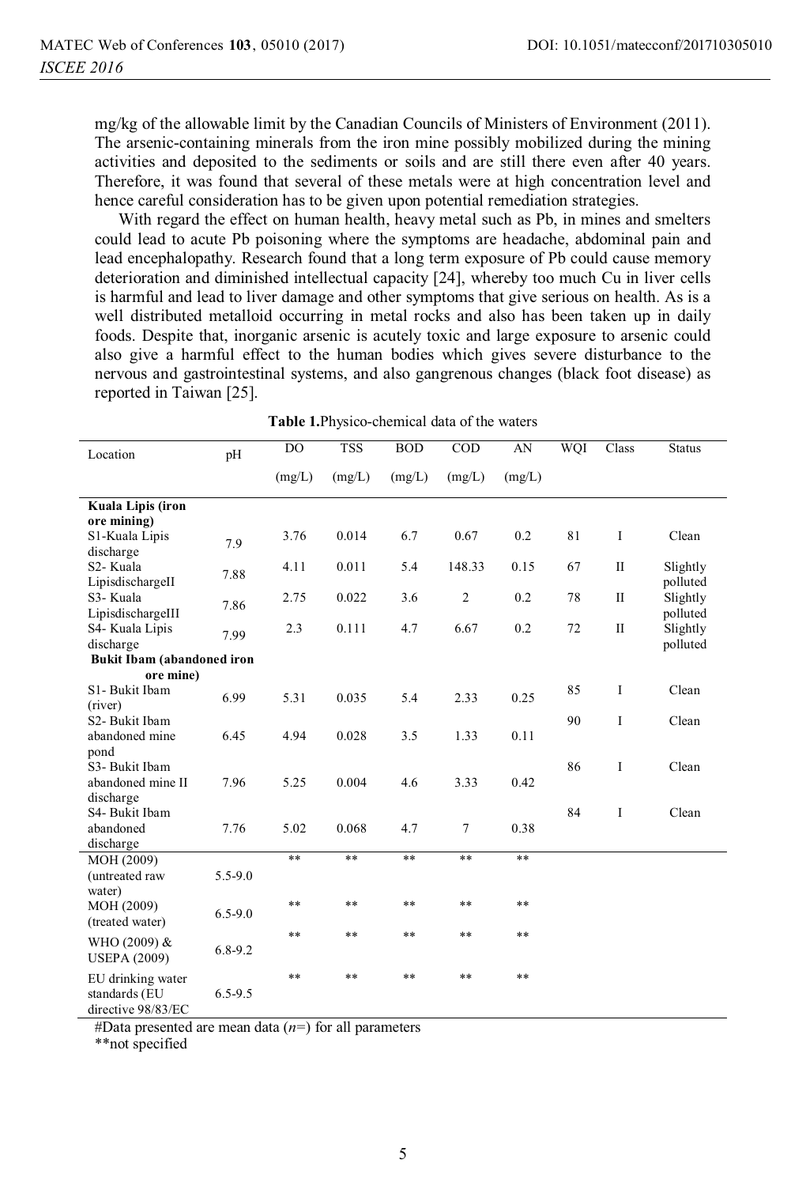mg/kg of the allowable limit by the Canadian Councils of Ministers of Environment (2011). The arsenic-containing minerals from the iron mine possibly mobilized during the mining activities and deposited to the sediments or soils and are still there even after 40 years. Therefore, it was found that several of these metals were at high concentration level and hence careful consideration has to be given upon potential remediation strategies.

With regard the effect on human health, heavy metal such as Pb, in mines and smelters could lead to acute Pb poisoning where the symptoms are headache, abdominal pain and lead encephalopathy. Research found that a long term exposure of Pb could cause memory deterioration and diminished intellectual capacity [24], whereby too much Cu in liver cells is harmful and lead to liver damage and other symptoms that give serious on health. As is a well distributed metalloid occurring in metal rocks and also has been taken up in daily foods. Despite that, inorganic arsenic is acutely toxic and large exposure to arsenic could also give a harmful effect to the human bodies which gives severe disturbance to the nervous and gastrointestinal systems, and also gangrenous changes (black foot disease) as reported in Taiwan [25].

**Table 1.** Physico-chemical data of the waters

| Location | pH | DO (mg/L) | TSS (mg/L) | BOD (mg/L) | COD (mg/L) | AN (mg/L) | WQI | Class | Status |
|---|---|---|---|---|---|---|---|---|---|
| **Kuala Lipis (iron ore mining)** | | | | | | | | | |
| S1-Kuala Lipis discharge | 7.9 | 3.76 | 0.014 | 6.7 | 0.67 | 0.2 | 81 | I | Clean |
| S2- Kuala LipisdischargeII | 7.88 | 4.11 | 0.011 | 5.4 | 148.33 | 0.15 | 67 | II | Slightly polluted |
| S3- Kuala LipisdischargeIII | 7.86 | 2.75 | 0.022 | 3.6 | 2 | 0.2 | 78 | II | Slightly polluted |
| S4- Kuala Lipis discharge | 7.99 | 2.3 | 0.111 | 4.7 | 6.67 | 0.2 | 72 | II | Slightly polluted |
| **Bukit Ibam (abandoned iron ore mine)** | | | | | | | | | |
| S1- Bukit Ibam (river) | 6.99 | 5.31 | 0.035 | 5.4 | 2.33 | 0.25 | 85 | I | Clean |
| S2- Bukit Ibam abandoned mine pond | 6.45 | 4.94 | 0.028 | 3.5 | 1.33 | 0.11 | 90 | I | Clean |
| S3- Bukit Ibam abandoned mine II discharge | 7.96 | 5.25 | 0.004 | 4.6 | 3.33 | 0.42 | 86 | I | Clean |
| S4- Bukit Ibam abandoned discharge | 7.76 | 5.02 | 0.068 | 4.7 | 7 | 0.38 | 84 | I | Clean |
| MOH (2009) (untreated raw water) | 5.5-9.0 | ** | ** | ** | ** | ** | | | |
| MOH (2009) (treated water) | 6.5-9.0 | ** | ** | ** | ** | ** | | | |
| WHO (2009) & USEPA (2009) | 6.8-9.2 | ** | ** | ** | ** | ** | | | |
| EU drinking water standards (EU directive 98/83/EC | 6.5-9.5 | ** | ** | ** | ** | ** | | | |

#Data presented are mean data (*n*=) for all parameters
**not specified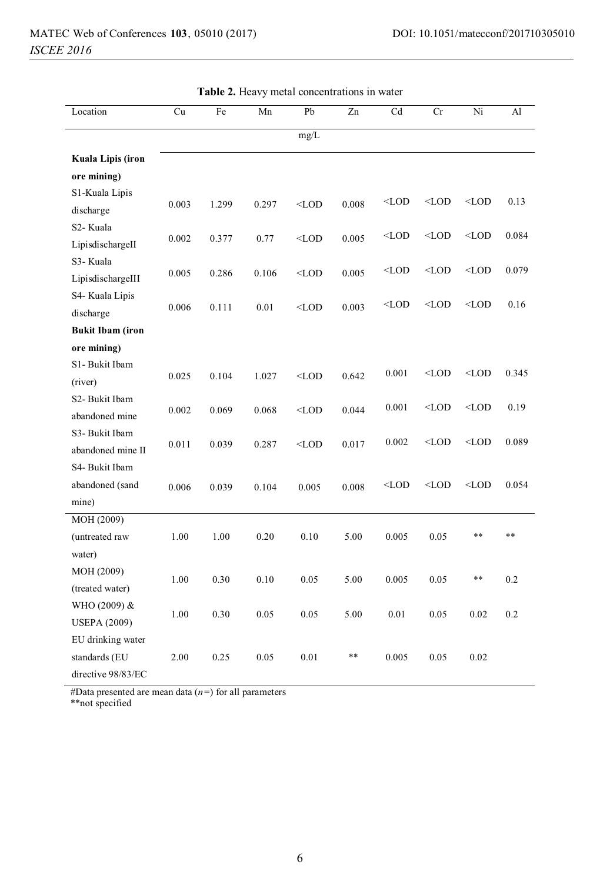**Table 2.** Heavy metal concentrations in water

| Location | Cu | Fe | Mn | Pb | Zn | Cd | Cr | Ni | Al |
|---|---|---|---|---|---|---|---|---|---|
| | | | | mg/L | | | | | |
| **Kuala Lipis (iron ore mining)** | | | | | | | | | |
| S1-Kuala Lipis discharge | 0.003 | 1.299 | 0.297 | <LOD | 0.008 | <LOD | <LOD | <LOD | 0.13 |
| S2- Kuala LipisdischargeII | 0.002 | 0.377 | 0.77 | <LOD | 0.005 | <LOD | <LOD | <LOD | 0.084 |
| S3- Kuala LipisdischargeIII | 0.005 | 0.286 | 0.106 | <LOD | 0.005 | <LOD | <LOD | <LOD | 0.079 |
| S4- Kuala Lipis discharge | 0.006 | 0.111 | 0.01 | <LOD | 0.003 | <LOD | <LOD | <LOD | 0.16 |
| **Bukit Ibam (iron ore mining)** | | | | | | | | | |
| S1- Bukit Ibam (river) | 0.025 | 0.104 | 1.027 | <LOD | 0.642 | 0.001 | <LOD | <LOD | 0.345 |
| S2- Bukit Ibam abandoned mine | 0.002 | 0.069 | 0.068 | <LOD | 0.044 | 0.001 | <LOD | <LOD | 0.19 |
| S3- Bukit Ibam abandoned mine II | 0.011 | 0.039 | 0.287 | <LOD | 0.017 | 0.002 | <LOD | <LOD | 0.089 |
| S4- Bukit Ibam abandoned (sand mine) | 0.006 | 0.039 | 0.104 | 0.005 | 0.008 | <LOD | <LOD | <LOD | 0.054 |
| MOH (2009) (untreated raw water) | 1.00 | 1.00 | 0.20 | 0.10 | 5.00 | 0.005 | 0.05 | ** | ** |
| MOH (2009) (treated water) | 1.00 | 0.30 | 0.10 | 0.05 | 5.00 | 0.005 | 0.05 | ** | 0.2 |
| WHO (2009) & USEPA (2009) | 1.00 | 0.30 | 0.05 | 0.05 | 5.00 | 0.01 | 0.05 | 0.02 | 0.2 |
| EU drinking water standards (EU directive 98/83/EC | 2.00 | 0.25 | 0.05 | 0.01 | ** | 0.005 | 0.05 | 0.02 | |

#Data presented are mean data (*n*=) for all parameters
**not specified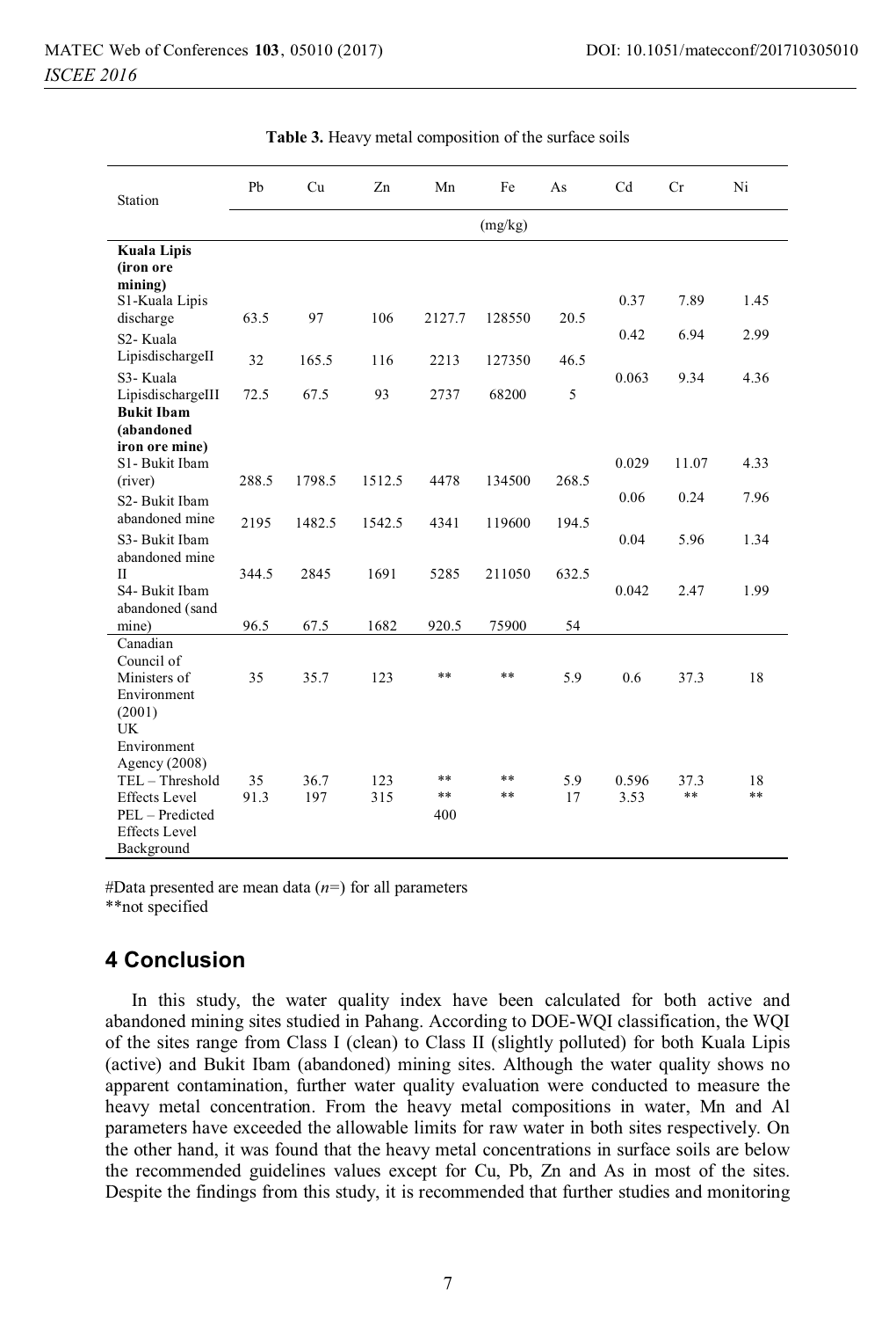**Table 3.** Heavy metal composition of the surface soils

| Station | Pb | Cu | Zn | Mn | Fe | As | Cd | Cr | Ni |
|---|---|---|---|---|---|---|---|---|---|
| | (mg/kg) | | | | | | | | |
| **Kuala Lipis (iron ore mining)** | | | | | | | | | |
| S1-Kuala Lipis discharge | 63.5 | 97 | 106 | 2127.7 | 128550 | 20.5 | 0.37 | 7.89 | 1.45 |
| S2- Kuala LipisdischargeII | 32 | 165.5 | 116 | 2213 | 127350 | 46.5 | 0.42 | 6.94 | 2.99 |
| S3- Kuala LipisdischargeIII | 72.5 | 67.5 | 93 | 2737 | 68200 | 5 | 0.063 | 9.34 | 4.36 |
| **Bukit Ibam (abandoned iron ore mine)** | | | | | | | | | |
| S1- Bukit Ibam (river) | 288.5 | 1798.5 | 1512.5 | 4478 | 134500 | 268.5 | 0.029 | 11.07 | 4.33 |
| S2- Bukit Ibam abandoned mine | 2195 | 1482.5 | 1542.5 | 4341 | 119600 | 194.5 | 0.06 | 0.24 | 7.96 |
| S3- Bukit Ibam abandoned mine II | 344.5 | 2845 | 1691 | 5285 | 211050 | 632.5 | 0.04 | 5.96 | 1.34 |
| S4- Bukit Ibam abandoned (sand mine) | 96.5 | 67.5 | 1682 | 920.5 | 75900 | 54 | 0.042 | 2.47 | 1.99 |
| Canadian Council of Ministers of Environment (2001) | 35 | 35.7 | 123 | ** | ** | 5.9 | 0.6 | 37.3 | 18 |
| UK Environment Agency (2008) | | | | | | | | | |
| TEL – Threshold Effects Level | 35 | 36.7 | 123 | ** | ** | 5.9 | 0.596 | 37.3 | 18 |
| PEL – Predicted Effects Level | 91.3 | 197 | 315 | ** | ** | 17 | 3.53 | ** | ** |
| Background | | | | 400 | | | | | |

#Data presented are mean data (*n*=) for all parameters
**not specified

## 4 Conclusion

In this study, the water quality index have been calculated for both active and abandoned mining sites studied in Pahang. According to DOE-WQI classification, the WQI of the sites range from Class I (clean) to Class II (slightly polluted) for both Kuala Lipis (active) and Bukit Ibam (abandoned) mining sites. Although the water quality shows no apparent contamination, further water quality evaluation were conducted to measure the heavy metal concentration. From the heavy metal compositions in water, Mn and Al parameters have exceeded the allowable limits for raw water in both sites respectively. On the other hand, it was found that the heavy metal concentrations in surface soils are below the recommended guidelines values except for Cu, Pb, Zn and As in most of the sites. Despite the findings from this study, it is recommended that further studies and monitoring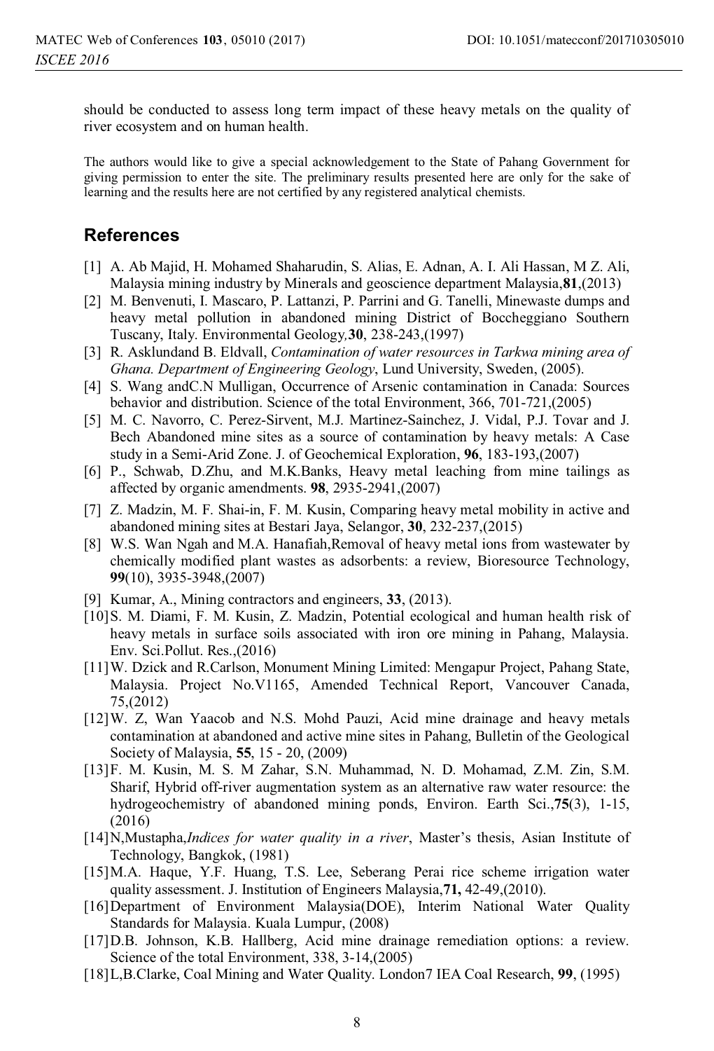should be conducted to assess long term impact of these heavy metals on the quality of river ecosystem and on human health.

The authors would like to give a special acknowledgement to the State of Pahang Government for giving permission to enter the site. The preliminary results presented here are only for the sake of learning and the results here are not certified by any registered analytical chemists.

## References

[1] A. Ab Majid, H. Mohamed Shaharudin, S. Alias, E. Adnan, A. I. Ali Hassan, M Z. Ali, Malaysia mining industry by Minerals and geoscience department Malaysia,**81**,(2013)

[2] M. Benvenuti, I. Mascaro, P. Lattanzi, P. Parrini and G. Tanelli, Minewaste dumps and heavy metal pollution in abandoned mining District of Boccheggiano Southern Tuscany, Italy. Environmental Geology,**30**, 238-243,(1997)

[3] R. Asklundand B. Eldvall, *Contamination of water resources in Tarkwa mining area of Ghana. Department of Engineering Geology*, Lund University, Sweden, (2005).

[4] S. Wang andC.N Mulligan, Occurrence of Arsenic contamination in Canada: Sources behavior and distribution. Science of the total Environment, 366, 701-721,(2005)

[5] M. C. Navorro, C. Perez-Sirvent, M.J. Martinez-Sainchez, J. Vidal, P.J. Tovar and J. Bech Abandoned mine sites as a source of contamination by heavy metals: A Case study in a Semi-Arid Zone. J. of Geochemical Exploration, **96**, 183-193,(2007)

[6] P., Schwab, D.Zhu, and M.K.Banks, Heavy metal leaching from mine tailings as affected by organic amendments. **98**, 2935-2941,(2007)

[7] Z. Madzin, M. F. Shai-in, F. M. Kusin, Comparing heavy metal mobility in active and abandoned mining sites at Bestari Jaya, Selangor, **30**, 232-237,(2015)

[8] W.S. Wan Ngah and M.A. Hanafiah,Removal of heavy metal ions from wastewater by chemically modified plant wastes as adsorbents: a review, Bioresource Technology, **99**(10), 3935-3948,(2007)

[9] Kumar, A., Mining contractors and engineers, **33**, (2013).

[10] S. M. Diami, F. M. Kusin, Z. Madzin, Potential ecological and human health risk of heavy metals in surface soils associated with iron ore mining in Pahang, Malaysia. Env. Sci.Pollut. Res.,(2016)

[11] W. Dzick and R.Carlson, Monument Mining Limited: Mengapur Project, Pahang State, Malaysia. Project No.V1165, Amended Technical Report, Vancouver Canada, 75,(2012)

[12] W. Z, Wan Yaacob and N.S. Mohd Pauzi, Acid mine drainage and heavy metals contamination at abandoned and active mine sites in Pahang, Bulletin of the Geological Society of Malaysia, **55**, 15 - 20, (2009)

[13] F. M. Kusin, M. S. M Zahar, S.N. Muhammad, N. D. Mohamad, Z.M. Zin, S.M. Sharif, Hybrid off-river augmentation system as an alternative raw water resource: the hydrogeochemistry of abandoned mining ponds, Environ. Earth Sci.,**75**(3), 1-15, (2016)

[14] N,Mustapha,*Indices for water quality in a river*, Master's thesis, Asian Institute of Technology, Bangkok, (1981)

[15] M.A. Haque, Y.F. Huang, T.S. Lee, Seberang Perai rice scheme irrigation water quality assessment. J. Institution of Engineers Malaysia,**71,** 42-49,(2010).

[16] Department of Environment Malaysia(DOE), Interim National Water Quality Standards for Malaysia. Kuala Lumpur, (2008)

[17] D.B. Johnson, K.B. Hallberg, Acid mine drainage remediation options: a review. Science of the total Environment, 338, 3-14,(2005)

[18] L,B.Clarke, Coal Mining and Water Quality. London7 IEA Coal Research, **99**, (1995)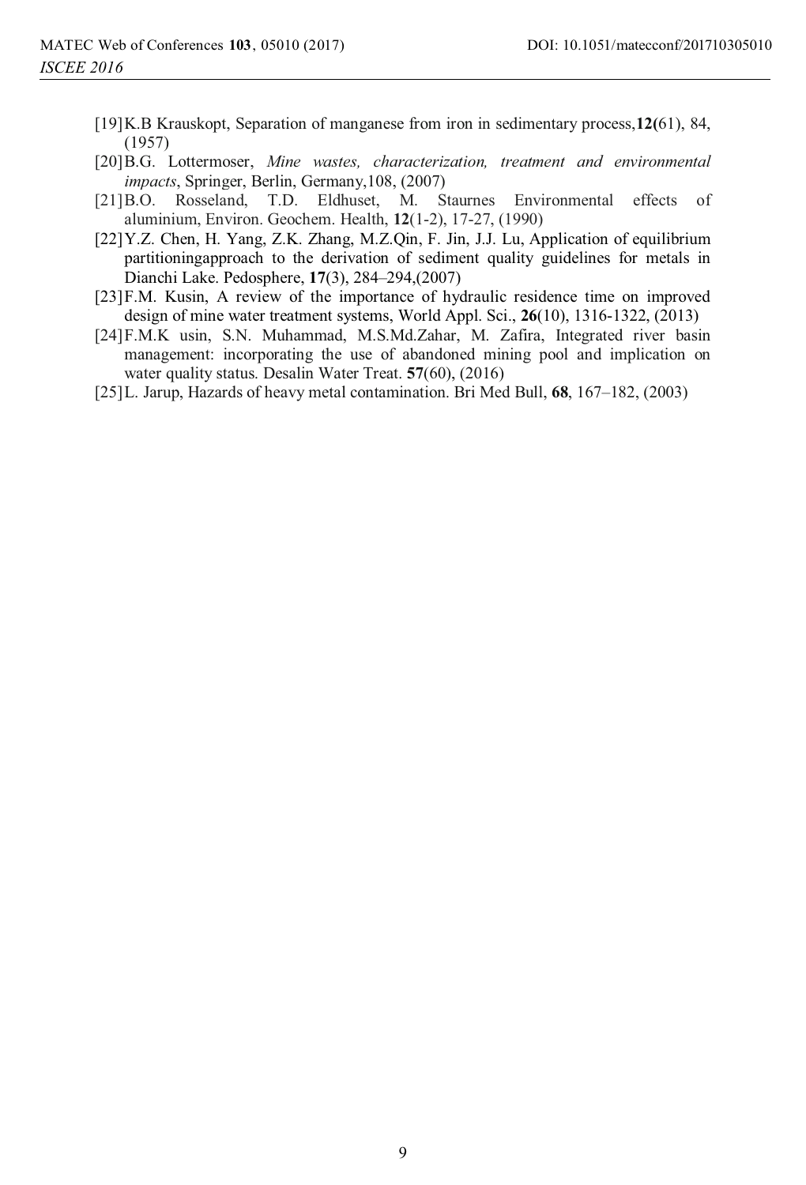[19] K.B Krauskopt, Separation of manganese from iron in sedimentary process, **12(**61), 84, (1957)

[20] B.G. Lottermoser, *Mine wastes, characterization, treatment and environmental impacts*, Springer, Berlin, Germany,108, (2007)

[21] B.O. Rosseland, T.D. Eldhuset, M. Staurnes Environmental effects of aluminium, Environ. Geochem. Health, **12**(1-2), 17-27, (1990)

[22] Y.Z. Chen, H. Yang, Z.K. Zhang, M.Z.Qin, F. Jin, J.J. Lu, Application of equilibrium partitioningapproach to the derivation of sediment quality guidelines for metals in Dianchi Lake. Pedosphere, **17**(3), 284–294,(2007)

[23] F.M. Kusin, A review of the importance of hydraulic residence time on improved design of mine water treatment systems, World Appl. Sci., **26**(10), 1316-1322, (2013)

[24] F.M.K usin, S.N. Muhammad, M.S.Md.Zahar, M. Zafira, Integrated river basin management: incorporating the use of abandoned mining pool and implication on water quality status. Desalin Water Treat. **57**(60), (2016)

[25] L. Jarup, Hazards of heavy metal contamination. Bri Med Bull, **68**, 167–182, (2003)